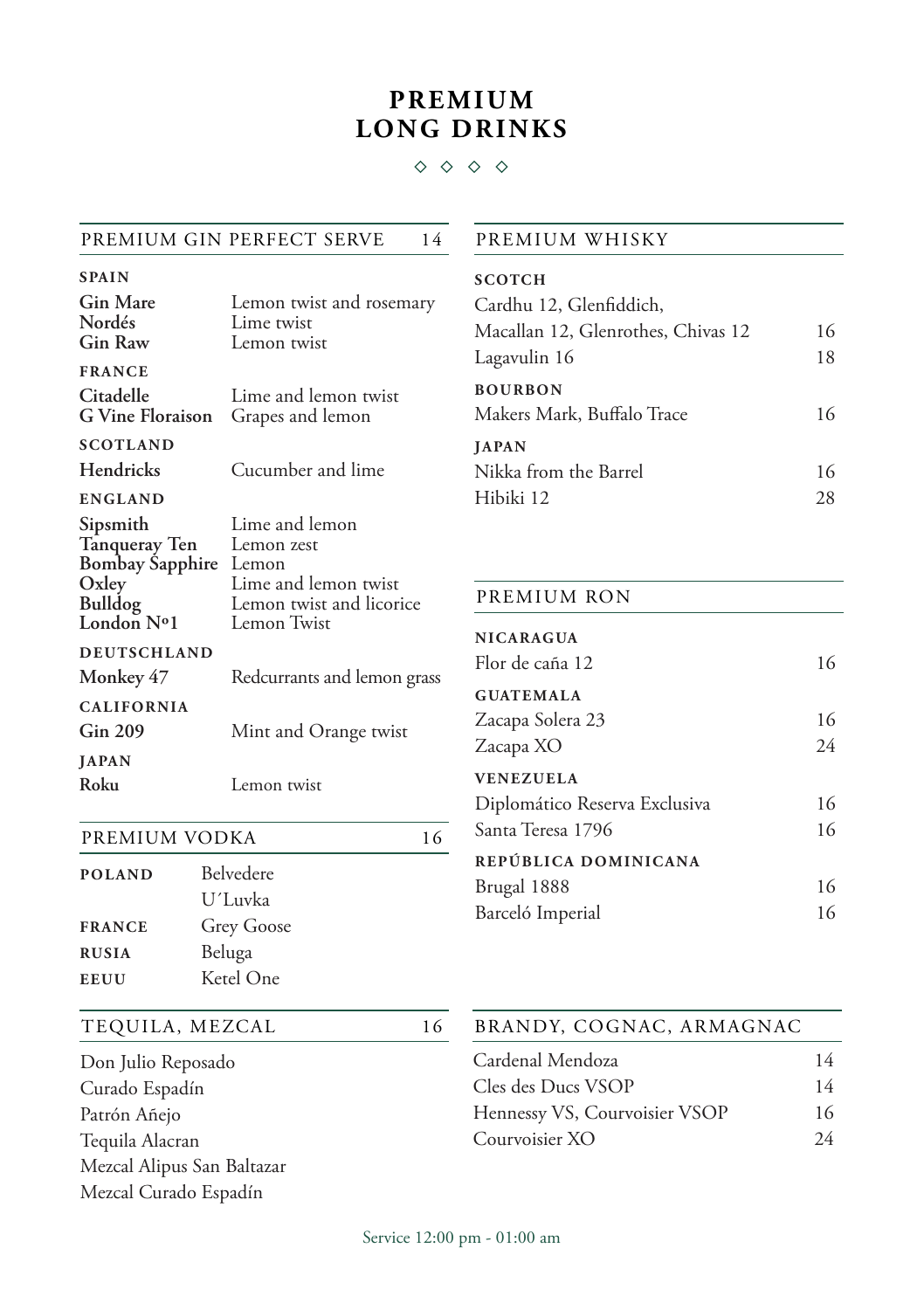# PREMIUM LONG DRINKS

◇ ◇ ◇ ◇

## PREMIUM GIN PERFECT SERVE 14

**SPAIN**

| | |
|---|---|
| **Gin Mare** | Lemon twist and rosemary |
| **Nordés** | Lime twist |
| **Gin Raw** | Lemon twist |

**FRANCE**

| | |
|---|---|
| **Citadelle** | Lime and lemon twist |
| **G Vine Floraison** | Grapes and lemon |

**SCOTLAND**

| | |
|---|---|
| **Hendricks** | Cucumber and lime |

**ENGLAND**

| | |
|---|---|
| **Sipsmith** | Lime and lemon |
| **Tanqueray Ten** | Lemon zest |
| **Bombay Sapphire** | Lemon |
| **Oxley** | Lime and lemon twist |
| **Bulldog** | Lemon twist and licorice |
| **London Nº1** | Lemon Twist |

**DEUTSCHLAND**

| | |
|---|---|
| **Monkey 47** | Redcurrants and lemon grass |

**CALIFORNIA**

| | |
|---|---|
| **Gin 209** | Mint and Orange twist |

**JAPAN**

| | |
|---|---|
| **Roku** | Lemon twist |

## PREMIUM VODKA 16

| | |
|---|---|
| **POLAND** | Belvedere |
| | U´Luvka |
| **FRANCE** | Grey Goose |
| **RUSIA** | Beluga |
| **EEUU** | Ketel One |

## TEQUILA, MEZCAL 16

Don Julio Reposado
Curado Espadín
Patrón Añejo
Tequila Alacran
Mezcal Alipus San Baltazar
Mezcal Curado Espadín

## PREMIUM WHISKY

**SCOTCH**

| | |
|---|---|
| Cardhu 12, Glenfiddich, Macallan 12, Glenrothes, Chivas 12 | 16 |
| Lagavulin 16 | 18 |

**BOURBON**

| | |
|---|---|
| Makers Mark, Buffalo Trace | 16 |

**JAPAN**

| | |
|---|---|
| Nikka from the Barrel | 16 |
| Hibiki 12 | 28 |

## PREMIUM RON

**NICARAGUA**

| | |
|---|---|
| Flor de caña 12 | 16 |

**GUATEMALA**

| | |
|---|---|
| Zacapa Solera 23 | 16 |
| Zacapa XO | 24 |

**VENEZUELA**

| | |
|---|---|
| Diplomático Reserva Exclusiva | 16 |
| Santa Teresa 1796 | 16 |

**REPÚBLICA DOMINICANA**

| | |
|---|---|
| Brugal 1888 | 16 |
| Barceló Imperial | 16 |

## BRANDY, COGNAC, ARMAGNAC

| | |
|---|---|
| Cardenal Mendoza | 14 |
| Cles des Ducs VSOP | 14 |
| Hennessy VS, Courvoisier VSOP | 16 |
| Courvoisier XO | 24 |

Service 12:00 pm - 01:00 am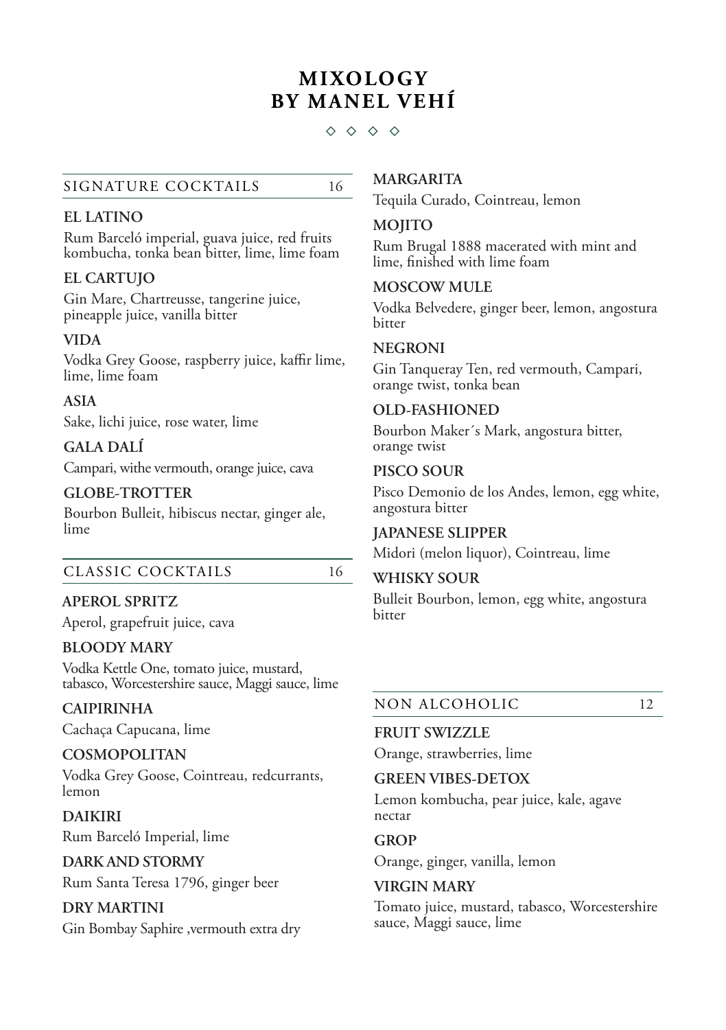# MIXOLOGY BY MANEL VEHÍ

◇ ◇ ◇ ◇

## SIGNATURE COCKTAILS 16

### EL LATINO

Rum Barceló imperial, guava juice, red fruits kombucha, tonka bean bitter, lime, lime foam

### EL CARTUJO

Gin Mare, Chartreusse, tangerine juice, pineapple juice, vanilla bitter

### VIDA

Vodka Grey Goose, raspberry juice, kaffir lime, lime, lime foam

### ASIA

Sake, lichi juice, rose water, lime

### GALA DALÍ

Campari, withe vermouth, orange juice, cava

### GLOBE-TROTTER

Bourbon Bulleit, hibiscus nectar, ginger ale, lime

## CLASSIC COCKTAILS 16

### APEROL SPRITZ

Aperol, grapefruit juice, cava

### BLOODY MARY

Vodka Kettle One, tomato juice, mustard, tabasco, Worcestershire sauce, Maggi sauce, lime

### CAIPIRINHA

Cachaça Capucana, lime

### COSMOPOLITAN

Vodka Grey Goose, Cointreau, redcurrants, lemon

### DAIKIRI

Rum Barceló Imperial, lime

### DARK AND STORMY

Rum Santa Teresa 1796, ginger beer

### DRY MARTINI

Gin Bombay Saphire ,vermouth extra dry

### MARGARITA

Tequila Curado, Cointreau, lemon

### MOJITO

Rum Brugal 1888 macerated with mint and lime, finished with lime foam

### MOSCOW MULE

Vodka Belvedere, ginger beer, lemon, angostura bitter

### NEGRONI

Gin Tanqueray Ten, red vermouth, Campari, orange twist, tonka bean

### OLD-FASHIONED

Bourbon Maker´s Mark, angostura bitter, orange twist

### PISCO SOUR

Pisco Demonio de los Andes, lemon, egg white, angostura bitter

### JAPANESE SLIPPER

Midori (melon liquor), Cointreau, lime

### WHISKY SOUR

Bulleit Bourbon, lemon, egg white, angostura bitter

## NON ALCOHOLIC 12

### FRUIT SWIZZLE

Orange, strawberries, lime

### GREEN VIBES-DETOX

Lemon kombucha, pear juice, kale, agave nectar

### GROP

Orange, ginger, vanilla, lemon

### VIRGIN MARY

Tomato juice, mustard, tabasco, Worcestershire sauce, Maggi sauce, lime